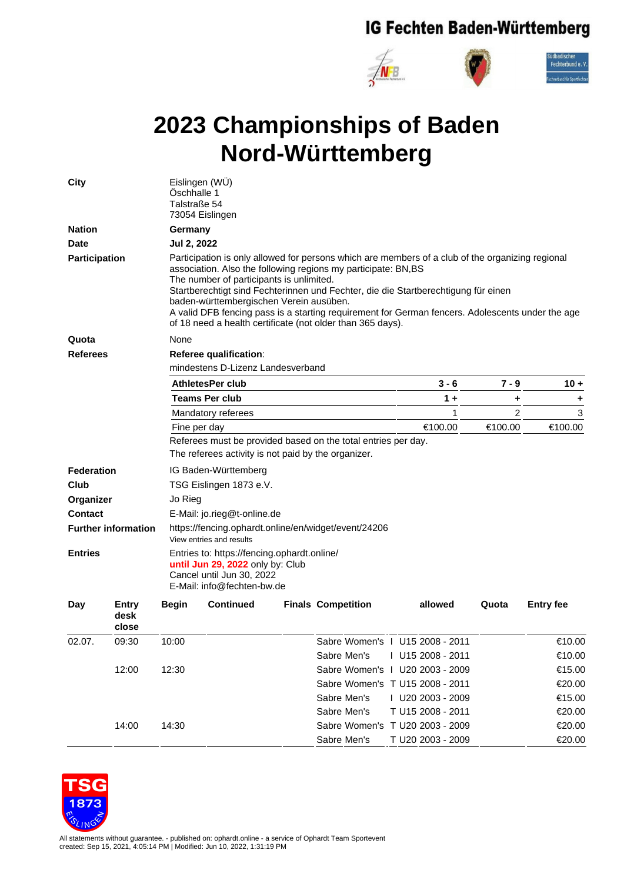IG Fechten Baden-Württemberg

# 2023 Championships of Baden Nord-Württemberg

**City** Eislingen (WÜ)
Öschhalle 1
Talstraße 54
73054 Eislingen

**Nation** Germany

**Date** Jul 2, 2022

**Participation** Participation is only allowed for persons which are members of a club of the organizing regional association. Also the following regions my participate: BN,BS
The number of participants is unlimited.
Startberechtigt sind Fechterinnen und Fechter, die die Startberechtigung für einen baden-württembergischen Verein ausüben.
A valid DFB fencing pass is a starting requirement for German fencers. Adolescents under the age of 18 need a health certificate (not older than 365 days).

**Quota** None

**Referees** **Referee qualification**:
mindestens D-Lizenz Landesverband

| **AthletesPer club** | **3 - 6** | **7 - 9** | **10 +** |
|---|---|---|---|
| **Teams Per club** | **1 +** | **+** | **+** |
| Mandatory referees | 1 | 2 | 3 |
| Fine per day | €100.00 | €100.00 | €100.00 |

Referees must be provided based on the total entries per day.
The referees activity is not paid by the organizer.

**Federation** IG Baden-Württemberg

**Club** TSG Eislingen 1873 e.V.

**Organizer** Jo Rieg

**Contact** E-Mail: jo.rieg@t-online.de

**Further information** https://fencing.ophardt.online/en/widget/event/24206
View entries and results

**Entries** Entries to: https://fencing.ophardt.online/
**until Jun 29, 2022** only by: Club
Cancel until Jun 30, 2022
E-Mail: info@fechten-bw.de

| Day | Entry desk close | Begin | Continued | Finals | Competition | | allowed | Quota | Entry fee |
|---|---|---|---|---|---|---|---|---|---|
| 02.07. | 09:30 | 10:00 | | | Sabre Women's | I | U15 2008 - 2011 | | €10.00 |
| | | | | | Sabre Men's | I | U15 2008 - 2011 | | €10.00 |
| | 12:00 | 12:30 | | | Sabre Women's | I | U20 2003 - 2009 | | €15.00 |
| | | | | | Sabre Women's | T | U15 2008 - 2011 | | €20.00 |
| | | | | | Sabre Men's | I | U20 2003 - 2009 | | €15.00 |
| | | | | | Sabre Men's | T | U15 2008 - 2011 | | €20.00 |
| | 14:00 | 14:30 | | | Sabre Women's | T | U20 2003 - 2009 | | €20.00 |
| | | | | | Sabre Men's | T | U20 2003 - 2009 | | €20.00 |

All statements without guarantee. - published on: ophardt.online - a service of Ophardt Team Sportevent
created: Sep 15, 2021, 4:05:14 PM | Modified: Jun 10, 2022, 1:31:19 PM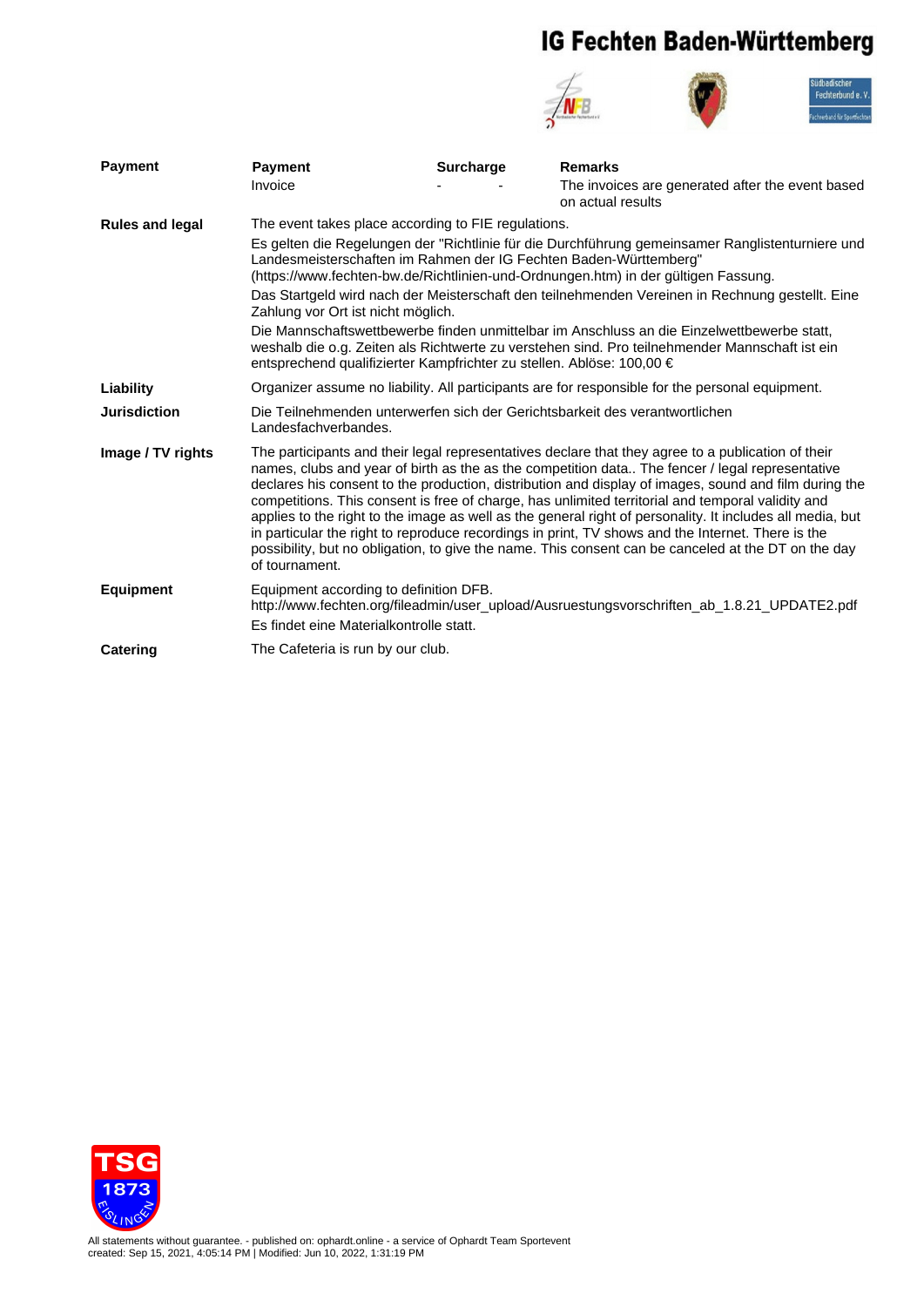| | | | |
|---|---|---|---|
| **Payment** | **Payment** | **Surcharge** | **Remarks** |
| | Invoice | - - | The invoices are generated after the event based on actual results |

**Rules and legal**

The event takes place according to FIE regulations.

Es gelten die Regelungen der "Richtlinie für die Durchführung gemeinsamer Ranglistenturniere und Landesmeisterschaften im Rahmen der IG Fechten Baden-Württemberg" (https://www.fechten-bw.de/Richtlinien-und-Ordnungen.htm) in der gültigen Fassung.

Das Startgeld wird nach der Meisterschaft den teilnehmenden Vereinen in Rechnung gestellt. Eine Zahlung vor Ort ist nicht möglich.

Die Mannschaftswettbewerbe finden unmittelbar im Anschluss an die Einzelwettbewerbe statt, weshalb die o.g. Zeiten als Richtwerte zu verstehen sind. Pro teilnehmender Mannschaft ist ein entsprechend qualifizierter Kampfrichter zu stellen. Ablöse: 100,00 €

**Liability**

Organizer assume no liability. All participants are for responsible for the personal equipment.

**Jurisdiction**

Die Teilnehmenden unterwerfen sich der Gerichtsbarkeit des verantwortlichen Landesfachverbandes.

**Image / TV rights**

The participants and their legal representatives declare that they agree to a publication of their names, clubs and year of birth as the as the competition data.. The fencer / legal representative declares his consent to the production, distribution and display of images, sound and film during the competitions. This consent is free of charge, has unlimited territorial and temporal validity and applies to the right to the image as well as the general right of personality. It includes all media, but in particular the right to reproduce recordings in print, TV shows and the Internet. There is the possibility, but no obligation, to give the name. This consent can be canceled at the DT on the day of tournament.

**Equipment**

Equipment according to definition DFB.
http://www.fechten.org/fileadmin/user_upload/Ausruestungsvorschriften_ab_1.8.21_UPDATE2.pdf

Es findet eine Materialkontrolle statt.

**Catering**

The Cafeteria is run by our club.

All statements without guarantee. - published on: ophardt.online - a service of Ophardt Team Sportevent
created: Sep 15, 2021, 4:05:14 PM | Modified: Jun 10, 2022, 1:31:19 PM